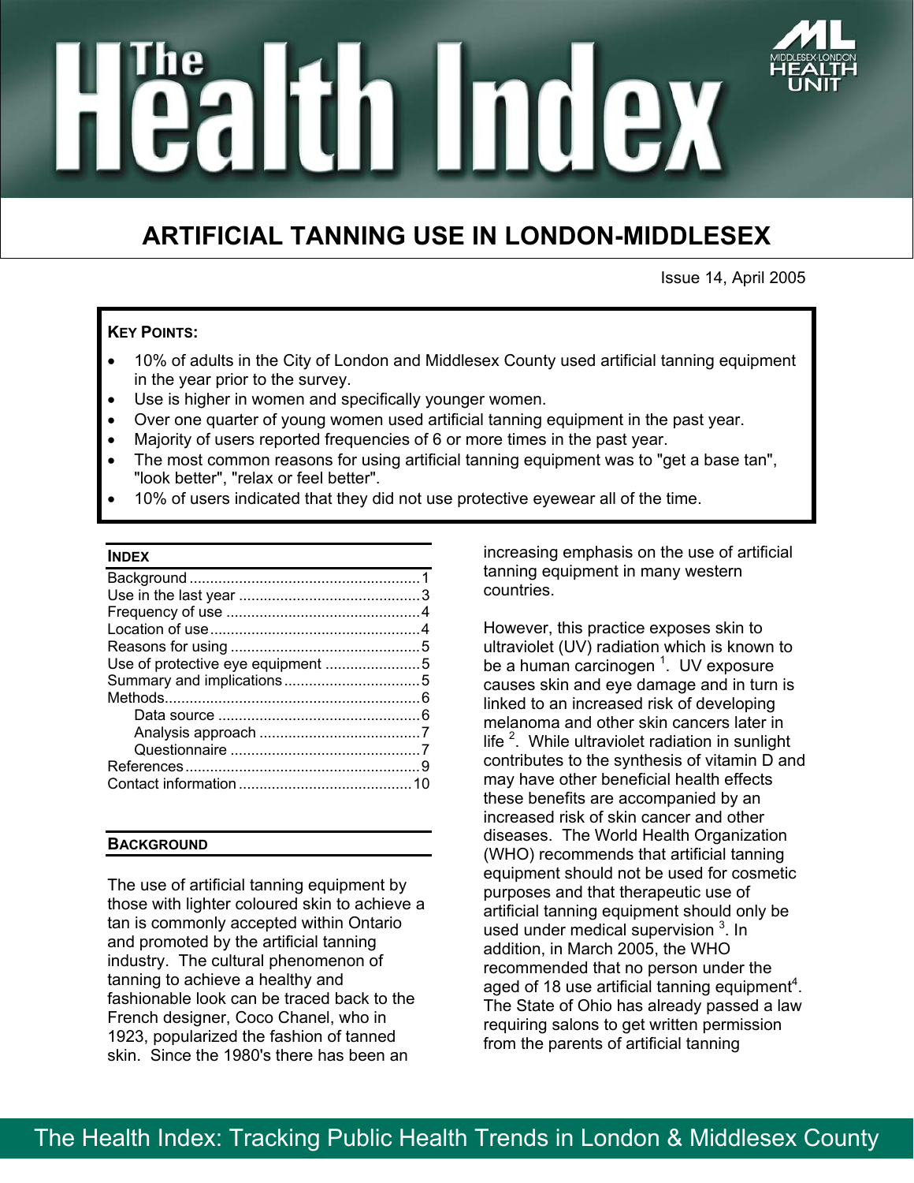# The Health Index

## ARTIFICIAL TANNING USE IN LONDON-MIDDLESEX

Issue 14, April 2005

**KEY POINTS:**

- 10% of adults in the City of London and Middlesex County used artificial tanning equipment in the year prior to the survey.
- Use is higher in women and specifically younger women.
- Over one quarter of young women used artificial tanning equipment in the past year.
- Majority of users reported frequencies of 6 or more times in the past year.
- The most common reasons for using artificial tanning equipment was to "get a base tan", "look better", "relax or feel better".
- 10% of users indicated that they did not use protective eyewear all of the time.

### INDEX

| | |
|---|---|
| Background | 1 |
| Use in the last year | 3 |
| Frequency of use | 4 |
| Location of use | 4 |
| Reasons for using | 5 |
| Use of protective eye equipment | 5 |
| Summary and implications | 5 |
| Methods | 6 |
| Data source | 6 |
| Analysis approach | 7 |
| Questionnaire | 7 |
| References | 9 |
| Contact information | 10 |

### BACKGROUND

The use of artificial tanning equipment by those with lighter coloured skin to achieve a tan is commonly accepted within Ontario and promoted by the artificial tanning industry. The cultural phenomenon of tanning to achieve a healthy and fashionable look can be traced back to the French designer, Coco Chanel, who in 1923, popularized the fashion of tanned skin. Since the 1980's there has been an increasing emphasis on the use of artificial tanning equipment in many western countries.

However, this practice exposes skin to ultraviolet (UV) radiation which is known to be a human carcinogen [1]. UV exposure causes skin and eye damage and in turn is linked to an increased risk of developing melanoma and other skin cancers later in life [2]. While ultraviolet radiation in sunlight contributes to the synthesis of vitamin D and may have other beneficial health effects these benefits are accompanied by an increased risk of skin cancer and other diseases. The World Health Organization (WHO) recommends that artificial tanning equipment should not be used for cosmetic purposes and that therapeutic use of artificial tanning equipment should only be used under medical supervision [3]. In addition, in March 2005, the WHO recommended that no person under the aged of 18 use artificial tanning equipment[4]. The State of Ohio has already passed a law requiring salons to get written permission from the parents of artificial tanning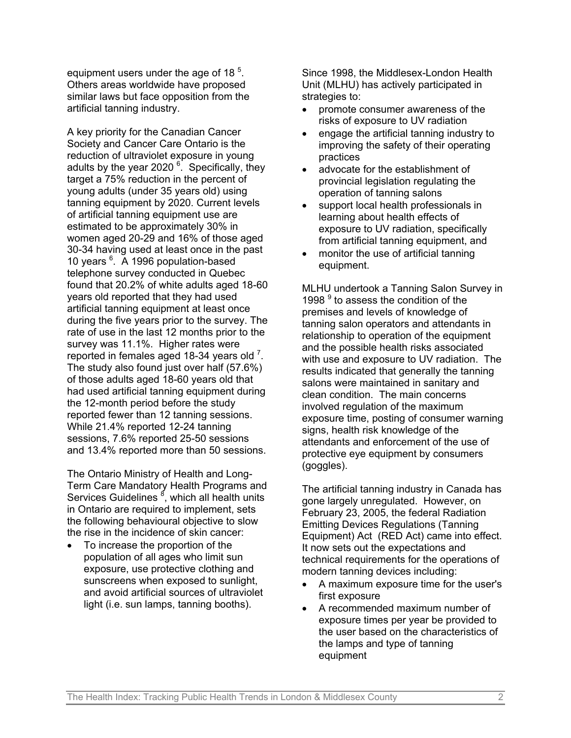equipment users under the age of 18 [5]. Others areas worldwide have proposed similar laws but face opposition from the artificial tanning industry.

A key priority for the Canadian Cancer Society and Cancer Care Ontario is the reduction of ultraviolet exposure in young adults by the year 2020 [6]. Specifically, they target a 75% reduction in the percent of young adults (under 35 years old) using tanning equipment by 2020. Current levels of artificial tanning equipment use are estimated to be approximately 30% in women aged 20-29 and 16% of those aged 30-34 having used at least once in the past 10 years [6]. A 1996 population-based telephone survey conducted in Quebec found that 20.2% of white adults aged 18-60 years old reported that they had used artificial tanning equipment at least once during the five years prior to the survey. The rate of use in the last 12 months prior to the survey was 11.1%. Higher rates were reported in females aged 18-34 years old [7]. The study also found just over half (57.6%) of those adults aged 18-60 years old that had used artificial tanning equipment during the 12-month period before the study reported fewer than 12 tanning sessions. While 21.4% reported 12-24 tanning sessions, 7.6% reported 25-50 sessions and 13.4% reported more than 50 sessions.

The Ontario Ministry of Health and Long-Term Care Mandatory Health Programs and Services Guidelines [8], which all health units in Ontario are required to implement, sets the following behavioural objective to slow the rise in the incidence of skin cancer:

- To increase the proportion of the population of all ages who limit sun exposure, use protective clothing and sunscreens when exposed to sunlight, and avoid artificial sources of ultraviolet light (i.e. sun lamps, tanning booths).

Since 1998, the Middlesex-London Health Unit (MLHU) has actively participated in strategies to:

- promote consumer awareness of the risks of exposure to UV radiation
- engage the artificial tanning industry to improving the safety of their operating practices
- advocate for the establishment of provincial legislation regulating the operation of tanning salons
- support local health professionals in learning about health effects of exposure to UV radiation, specifically from artificial tanning equipment, and
- monitor the use of artificial tanning equipment.

MLHU undertook a Tanning Salon Survey in 1998 [9] to assess the condition of the premises and levels of knowledge of tanning salon operators and attendants in relationship to operation of the equipment and the possible health risks associated with use and exposure to UV radiation. The results indicated that generally the tanning salons were maintained in sanitary and clean condition. The main concerns involved regulation of the maximum exposure time, posting of consumer warning signs, health risk knowledge of the attendants and enforcement of the use of protective eye equipment by consumers (goggles).

The artificial tanning industry in Canada has gone largely unregulated. However, on February 23, 2005, the federal Radiation Emitting Devices Regulations (Tanning Equipment) Act (RED Act) came into effect. It now sets out the expectations and technical requirements for the operations of modern tanning devices including:

- A maximum exposure time for the user's first exposure
- A recommended maximum number of exposure times per year be provided to the user based on the characteristics of the lamps and type of tanning equipment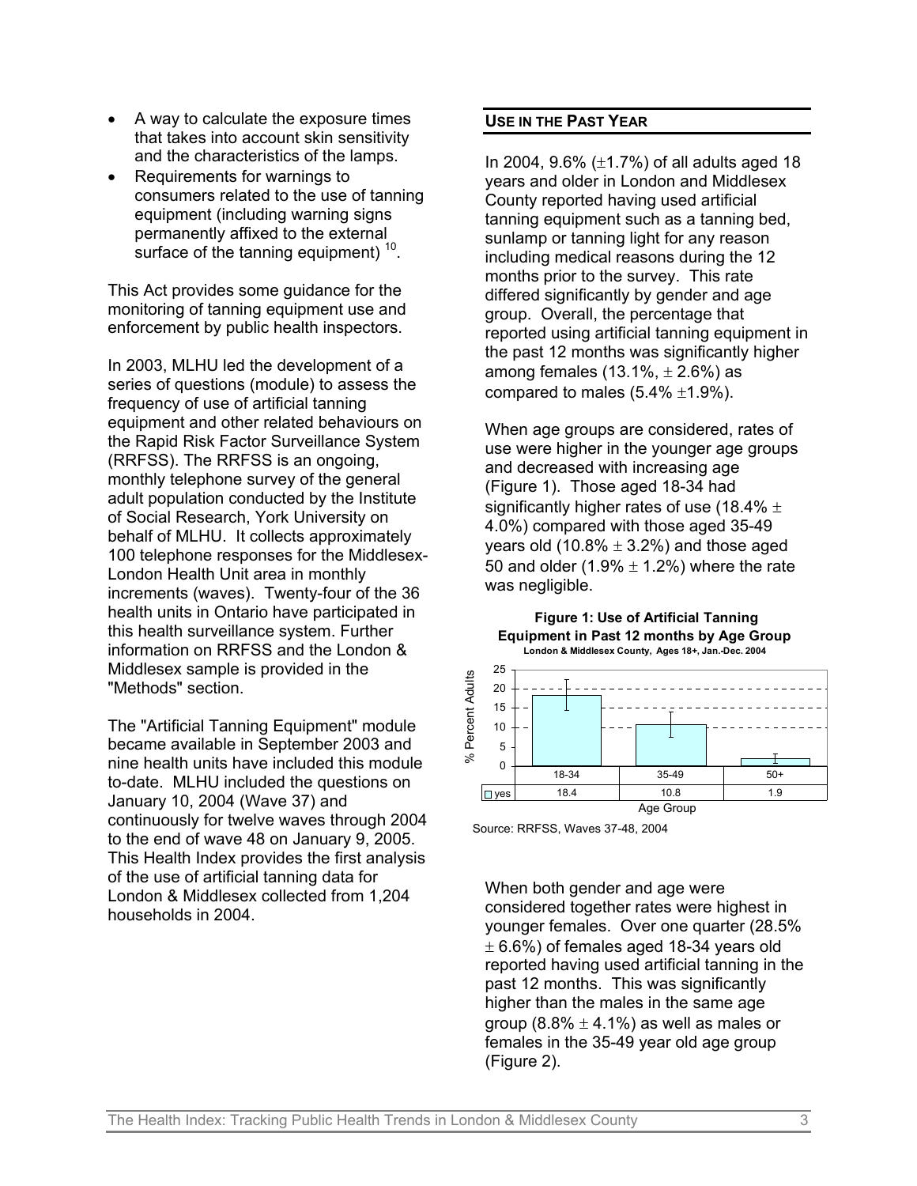- A way to calculate the exposure times that takes into account skin sensitivity and the characteristics of the lamps.
- Requirements for warnings to consumers related to the use of tanning equipment (including warning signs permanently affixed to the external surface of the tanning equipment) [10].

This Act provides some guidance for the monitoring of tanning equipment use and enforcement by public health inspectors.

In 2003, MLHU led the development of a series of questions (module) to assess the frequency of use of artificial tanning equipment and other related behaviours on the Rapid Risk Factor Surveillance System (RRFSS). The RRFSS is an ongoing, monthly telephone survey of the general adult population conducted by the Institute of Social Research, York University on behalf of MLHU. It collects approximately 100 telephone responses for the Middlesex-London Health Unit area in monthly increments (waves). Twenty-four of the 36 health units in Ontario have participated in this health surveillance system. Further information on RRFSS and the London & Middlesex sample is provided in the "Methods" section.

The "Artificial Tanning Equipment" module became available in September 2003 and nine health units have included this module to-date. MLHU included the questions on January 10, 2004 (Wave 37) and continuously for twelve waves through 2004 to the end of wave 48 on January 9, 2005. This Health Index provides the first analysis of the use of artificial tanning data for London & Middlesex collected from 1,204 households in 2004.

## USE IN THE PAST YEAR

In 2004, 9.6% (±1.7%) of all adults aged 18 years and older in London and Middlesex County reported having used artificial tanning equipment such as a tanning bed, sunlamp or tanning light for any reason including medical reasons during the 12 months prior to the survey. This rate differed significantly by gender and age group. Overall, the percentage that reported using artificial tanning equipment in the past 12 months was significantly higher among females (13.1%, ± 2.6%) as compared to males (5.4% ±1.9%).

When age groups are considered, rates of use were higher in the younger age groups and decreased with increasing age (Figure 1). Those aged 18-34 had significantly higher rates of use (18.4% ± 4.0%) compared with those aged 35-49 years old (10.8% ± 3.2%) and those aged 50 and older (1.9% ± 1.2%) where the rate was negligible.

**Figure 1: Use of Artificial Tanning Equipment in Past 12 months by Age Group**
**London & Middlesex County, Ages 18+, Jan.-Dec. 2004**

| Age Group | 18-34 | 35-49 | 50+ |
|---|---|---|---|
| yes (% Percent Adults) | 18.4 | 10.8 | 1.9 |

Source: RRFSS, Waves 37-48, 2004

When both gender and age were considered together rates were highest in younger females. Over one quarter (28.5% ± 6.6%) of females aged 18-34 years old reported having used artificial tanning in the past 12 months. This was significantly higher than the males in the same age group (8.8% ± 4.1%) as well as males or females in the 35-49 year old age group (Figure 2).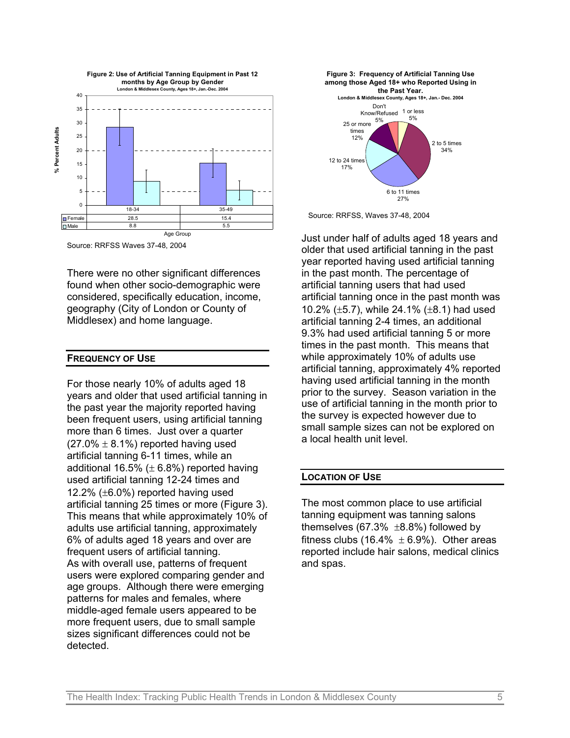**Figure 2: Use of Artificial Tanning Equipment in Past 12 months by Age Group by Gender**
London & Middlesex County, Ages 18+, Jan.-Dec. 2004

| | 18-34 | 35-49 |
|---|---|---|
| Female | 28.5 | 15.4 |
| Male | 8.8 | 5.5 |

Source: RRFSS Waves 37-48, 2004

There were no other significant differences found when other socio-demographic were considered, specifically education, income, geography (City of London or County of Middlesex) and home language.

## FREQUENCY OF USE

For those nearly 10% of adults aged 18 years and older that used artificial tanning in the past year the majority reported having been frequent users, using artificial tanning more than 6 times. Just over a quarter (27.0% ± 8.1%) reported having used artificial tanning 6-11 times, while an additional 16.5% (± 6.8%) reported having used artificial tanning 12-24 times and 12.2% (±6.0%) reported having used artificial tanning 25 times or more (Figure 3). This means that while approximately 10% of adults use artificial tanning, approximately 6% of adults aged 18 years and over are frequent users of artificial tanning.

As with overall use, patterns of frequent users were explored comparing gender and age groups. Although there were emerging patterns for males and females, where middle-aged female users appeared to be more frequent users, due to small sample sizes significant differences could not be detected.

**Figure 3: Frequency of Artificial Tanning Use among those Aged 18+ who Reported Using in the Past Year.**
London & Middlesex County, Ages 18+, Jan.- Dec. 2004

| Frequency | Percent |
|---|---|
| 1 or less | 5% |
| 2 to 5 times | 34% |
| 6 to 11 times | 27% |
| 12 to 24 times | 17% |
| 25 or more times | 12% |
| Don't Know/Refused | 5% |

Source: RRFSS, Waves 37-48, 2004

Just under half of adults aged 18 years and older that used artificial tanning in the past year reported having used artificial tanning in the past month. The percentage of artificial tanning users that had used artificial tanning once in the past month was 10.2% (±5.7), while 24.1% (±8.1) had used artificial tanning 2-4 times, an additional 9.3% had used artificial tanning 5 or more times in the past month. This means that while approximately 10% of adults use artificial tanning, approximately 4% reported having used artificial tanning in the month prior to the survey. Season variation in the use of artificial tanning in the month prior to the survey is expected however due to small sample sizes can not be explored on a local health unit level.

## LOCATION OF USE

The most common place to use artificial tanning equipment was tanning salons themselves (67.3% ±8.8%) followed by fitness clubs (16.4% ± 6.9%). Other areas reported include hair salons, medical clinics and spas.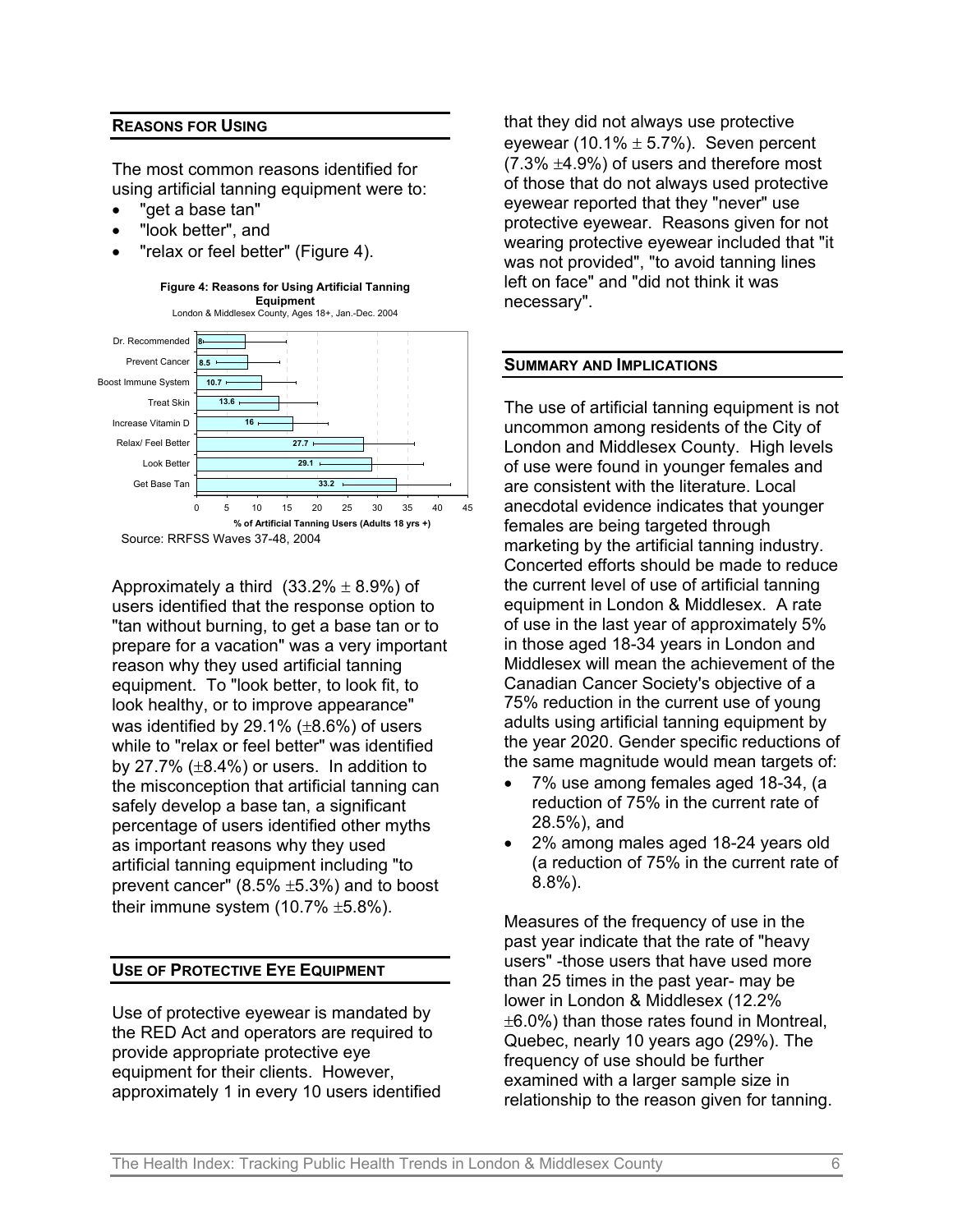## REASONS FOR USING

The most common reasons identified for using artificial tanning equipment were to:

- "get a base tan"
- "look better", and
- "relax or feel better" (Figure 4).

**Figure 4: Reasons for Using Artificial Tanning Equipment**
London & Middlesex County, Ages 18+, Jan.-Dec. 2004

| Reason | % of Artificial Tanning Users (Adults 18 yrs +) |
|---|---|
| Dr. Recommended | 8 |
| Prevent Cancer | 8.5 |
| Boost Immune System | 10.7 |
| Treat Skin | 13.6 |
| Increase Vitamin D | 16 |
| Relax/ Feel Better | 27.7 |
| Look Better | 29.1 |
| Get Base Tan | 33.2 |

Source: RRFSS Waves 37-48, 2004

Approximately a third (33.2% ± 8.9%) of users identified that the response option to "tan without burning, to get a base tan or to prepare for a vacation" was a very important reason why they used artificial tanning equipment. To "look better, to look fit, to look healthy, or to improve appearance" was identified by 29.1% (±8.6%) of users while to "relax or feel better" was identified by 27.7% (±8.4%) or users. In addition to the misconception that artificial tanning can safely develop a base tan, a significant percentage of users identified other myths as important reasons why they used artificial tanning equipment including "to prevent cancer" (8.5% ±5.3%) and to boost their immune system (10.7% ±5.8%).

## USE OF PROTECTIVE EYE EQUIPMENT

Use of protective eyewear is mandated by the RED Act and operators are required to provide appropriate protective eye equipment for their clients. However, approximately 1 in every 10 users identified that they did not always use protective eyewear (10.1% ± 5.7%). Seven percent (7.3% ±4.9%) of users and therefore most of those that do not always used protective eyewear reported that they "never" use protective eyewear. Reasons given for not wearing protective eyewear included that "it was not provided", "to avoid tanning lines left on face" and "did not think it was necessary".

## SUMMARY AND IMPLICATIONS

The use of artificial tanning equipment is not uncommon among residents of the City of London and Middlesex County. High levels of use were found in younger females and are consistent with the literature. Local anecdotal evidence indicates that younger females are being targeted through marketing by the artificial tanning industry. Concerted efforts should be made to reduce the current level of use of artificial tanning equipment in London & Middlesex. A rate of use in the last year of approximately 5% in those aged 18-34 years in London and Middlesex will mean the achievement of the Canadian Cancer Society's objective of a 75% reduction in the current use of young adults using artificial tanning equipment by the year 2020. Gender specific reductions of the same magnitude would mean targets of:

- 7% use among females aged 18-34, (a reduction of 75% in the current rate of 28.5%), and
- 2% among males aged 18-24 years old (a reduction of 75% in the current rate of 8.8%).

Measures of the frequency of use in the past year indicate that the rate of "heavy users" -those users that have used more than 25 times in the past year- may be lower in London & Middlesex (12.2% ±6.0%) than those rates found in Montreal, Quebec, nearly 10 years ago (29%). The frequency of use should be further examined with a larger sample size in relationship to the reason given for tanning.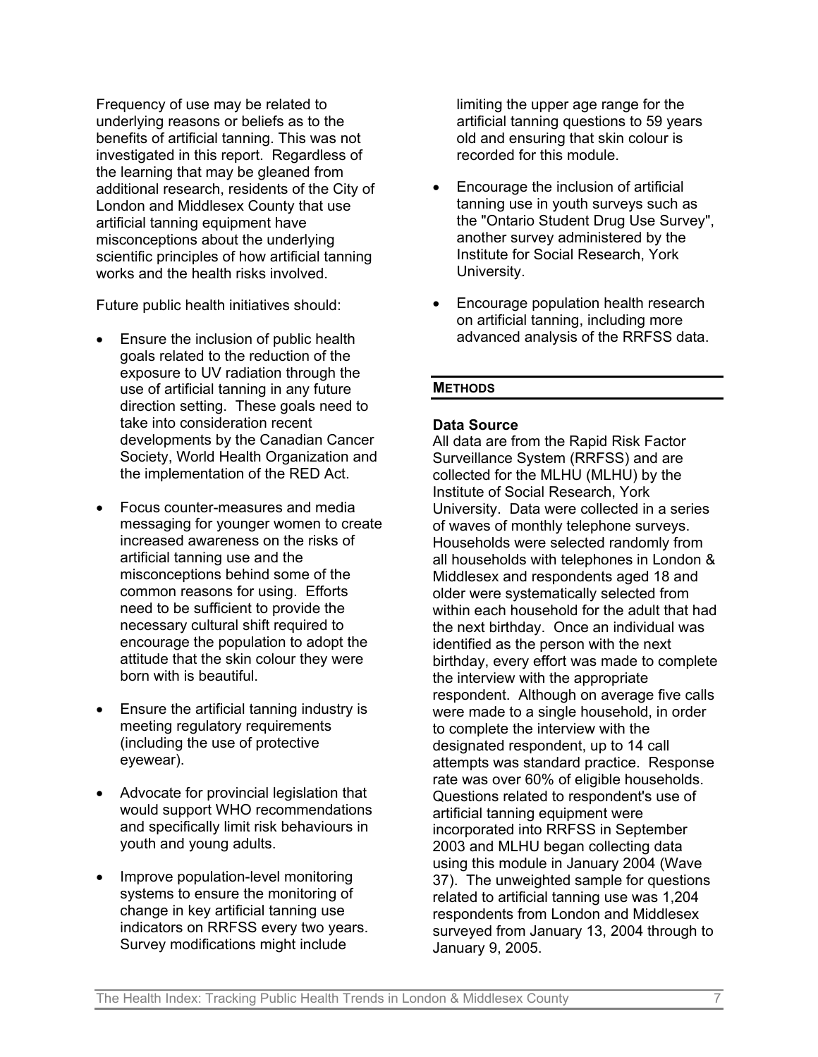Frequency of use may be related to underlying reasons or beliefs as to the benefits of artificial tanning. This was not investigated in this report. Regardless of the learning that may be gleaned from additional research, residents of the City of London and Middlesex County that use artificial tanning equipment have misconceptions about the underlying scientific principles of how artificial tanning works and the health risks involved.

Future public health initiatives should:

- Ensure the inclusion of public health goals related to the reduction of the exposure to UV radiation through the use of artificial tanning in any future direction setting. These goals need to take into consideration recent developments by the Canadian Cancer Society, World Health Organization and the implementation of the RED Act.
- Focus counter-measures and media messaging for younger women to create increased awareness on the risks of artificial tanning use and the misconceptions behind some of the common reasons for using. Efforts need to be sufficient to provide the necessary cultural shift required to encourage the population to adopt the attitude that the skin colour they were born with is beautiful.
- Ensure the artificial tanning industry is meeting regulatory requirements (including the use of protective eyewear).
- Advocate for provincial legislation that would support WHO recommendations and specifically limit risk behaviours in youth and young adults.
- Improve population-level monitoring systems to ensure the monitoring of change in key artificial tanning use indicators on RRFSS every two years. Survey modifications might include limiting the upper age range for the artificial tanning questions to 59 years old and ensuring that skin colour is recorded for this module.
- Encourage the inclusion of artificial tanning use in youth surveys such as the "Ontario Student Drug Use Survey", another survey administered by the Institute for Social Research, York University.
- Encourage population health research on artificial tanning, including more advanced analysis of the RRFSS data.

## METHODS

### Data Source

All data are from the Rapid Risk Factor Surveillance System (RRFSS) and are collected for the MLHU (MLHU) by the Institute of Social Research, York University. Data were collected in a series of waves of monthly telephone surveys. Households were selected randomly from all households with telephones in London & Middlesex and respondents aged 18 and older were systematically selected from within each household for the adult that had the next birthday. Once an individual was identified as the person with the next birthday, every effort was made to complete the interview with the appropriate respondent. Although on average five calls were made to a single household, in order to complete the interview with the designated respondent, up to 14 call attempts was standard practice. Response rate was over 60% of eligible households. Questions related to respondent's use of artificial tanning equipment were incorporated into RRFSS in September 2003 and MLHU began collecting data using this module in January 2004 (Wave 37). The unweighted sample for questions related to artificial tanning use was 1,204 respondents from London and Middlesex surveyed from January 13, 2004 through to January 9, 2005.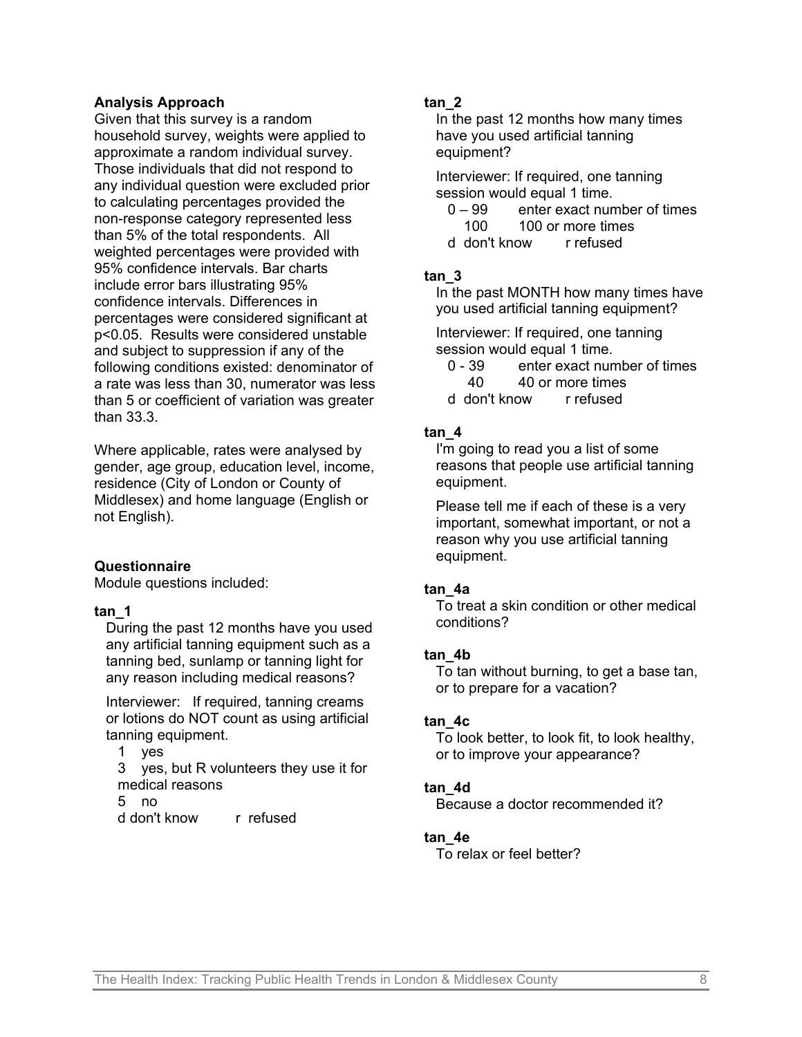### Analysis Approach

Given that this survey is a random household survey, weights were applied to approximate a random individual survey. Those individuals that did not respond to any individual question were excluded prior to calculating percentages provided the non-response category represented less than 5% of the total respondents. All weighted percentages were provided with 95% confidence intervals. Bar charts include error bars illustrating 95% confidence intervals. Differences in percentages were considered significant at $p<0.05$. Results were considered unstable and subject to suppression if any of the following conditions existed: denominator of a rate was less than 30, numerator was less than 5 or coefficient of variation was greater than 33.3.

Where applicable, rates were analysed by gender, age group, education level, income, residence (City of London or County of Middlesex) and home language (English or not English).

### Questionnaire

Module questions included:

**tan_1**

During the past 12 months have you used any artificial tanning equipment such as a tanning bed, sunlamp or tanning light for any reason including medical reasons?

Interviewer: If required, tanning creams or lotions do NOT count as using artificial tanning equipment.

1 yes
3 yes, but R volunteers they use it for medical reasons
5 no
d don't know r refused

**tan_2**

In the past 12 months how many times have you used artificial tanning equipment?

Interviewer: If required, one tanning session would equal 1 time.

0 – 99 enter exact number of times
100 100 or more times
d don't know r refused

**tan_3**

In the past MONTH how many times have you used artificial tanning equipment?

Interviewer: If required, one tanning session would equal 1 time.

0 - 39 enter exact number of times
40 40 or more times
d don't know r refused

**tan_4**

I'm going to read you a list of some reasons that people use artificial tanning equipment.

Please tell me if each of these is a very important, somewhat important, or not a reason why you use artificial tanning equipment.

**tan_4a**

To treat a skin condition or other medical conditions?

**tan_4b**

To tan without burning, to get a base tan, or to prepare for a vacation?

**tan_4c**

To look better, to look fit, to look healthy, or to improve your appearance?

**tan_4d**

Because a doctor recommended it?

**tan_4e**

To relax or feel better?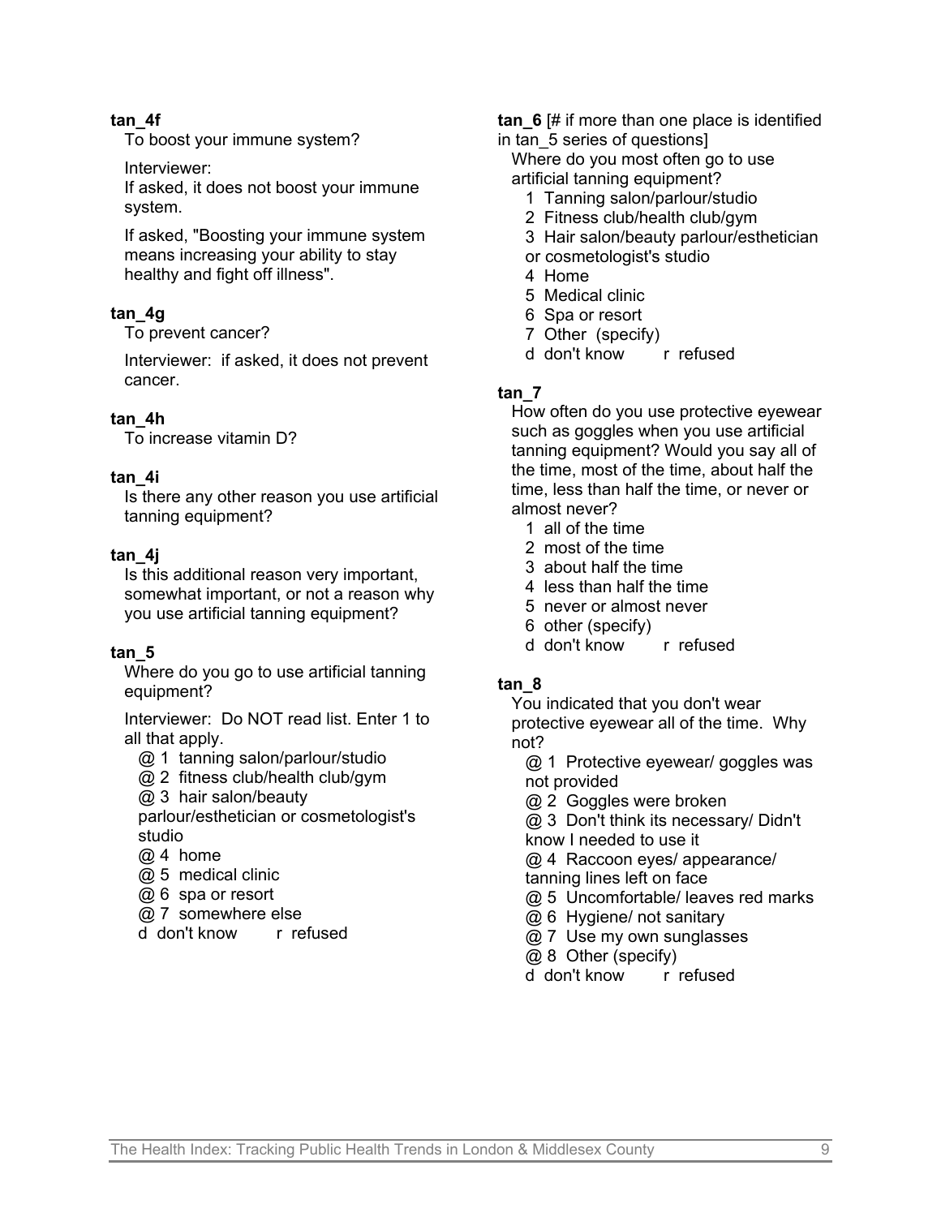**tan_4f**

To boost your immune system?

Interviewer:
If asked, it does not boost your immune system.

If asked, "Boosting your immune system means increasing your ability to stay healthy and fight off illness".

**tan_4g**

To prevent cancer?

Interviewer: if asked, it does not prevent cancer.

**tan_4h**

To increase vitamin D?

**tan_4i**

Is there any other reason you use artificial tanning equipment?

**tan_4j**

Is this additional reason very important, somewhat important, or not a reason why you use artificial tanning equipment?

**tan_5**

Where do you go to use artificial tanning equipment?

Interviewer: Do NOT read list. Enter 1 to all that apply.

@ 1 tanning salon/parlour/studio
@ 2 fitness club/health club/gym
@ 3 hair salon/beauty parlour/esthetician or cosmetologist's studio
@ 4 home
@ 5 medical clinic
@ 6 spa or resort
@ 7 somewhere else
d don't know r refused

**tan_6** [# if more than one place is identified in tan_5 series of questions]

Where do you most often go to use artificial tanning equipment?

1 Tanning salon/parlour/studio
2 Fitness club/health club/gym
3 Hair salon/beauty parlour/esthetician or cosmetologist's studio
4 Home
5 Medical clinic
6 Spa or resort
7 Other (specify)
d don't know r refused

**tan_7**

How often do you use protective eyewear such as goggles when you use artificial tanning equipment? Would you say all of the time, most of the time, about half the time, less than half the time, or never or almost never?

1 all of the time
2 most of the time
3 about half the time
4 less than half the time
5 never or almost never
6 other (specify)
d don't know r refused

**tan_8**

You indicated that you don't wear protective eyewear all of the time. Why not?

@ 1 Protective eyewear/ goggles was not provided
@ 2 Goggles were broken
@ 3 Don't think its necessary/ Didn't know I needed to use it
@ 4 Raccoon eyes/ appearance/ tanning lines left on face
@ 5 Uncomfortable/ leaves red marks
@ 6 Hygiene/ not sanitary
@ 7 Use my own sunglasses
@ 8 Other (specify)
d don't know r refused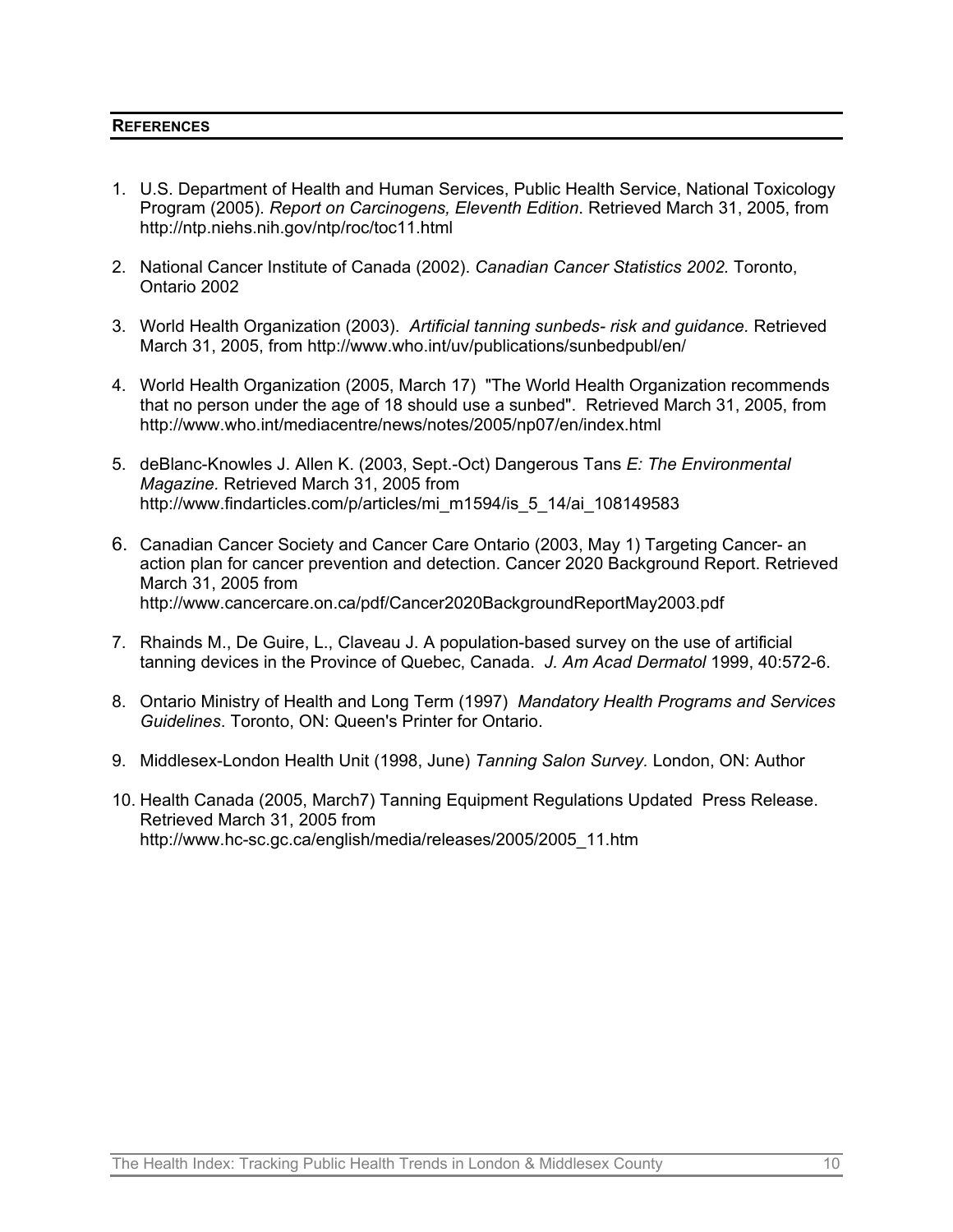## REFERENCES

1. U.S. Department of Health and Human Services, Public Health Service, National Toxicology Program (2005). *Report on Carcinogens, Eleventh Edition*. Retrieved March 31, 2005, from http://ntp.niehs.nih.gov/ntp/roc/toc11.html

2. National Cancer Institute of Canada (2002). *Canadian Cancer Statistics 2002.* Toronto, Ontario 2002

3. World Health Organization (2003). *Artificial tanning sunbeds- risk and guidance.* Retrieved March 31, 2005, from http://www.who.int/uv/publications/sunbedpubl/en/

4. World Health Organization (2005, March 17) "The World Health Organization recommends that no person under the age of 18 should use a sunbed". Retrieved March 31, 2005, from http://www.who.int/mediacentre/news/notes/2005/np07/en/index.html

5. deBlanc-Knowles J. Allen K. (2003, Sept.-Oct) Dangerous Tans *E: The Environmental Magazine.* Retrieved March 31, 2005 from http://www.findarticles.com/p/articles/mi_m1594/is_5_14/ai_108149583

6. Canadian Cancer Society and Cancer Care Ontario (2003, May 1) Targeting Cancer- an action plan for cancer prevention and detection. Cancer 2020 Background Report. Retrieved March 31, 2005 from http://www.cancercare.on.ca/pdf/Cancer2020BackgroundReportMay2003.pdf

7. Rhainds M., De Guire, L., Claveau J. A population-based survey on the use of artificial tanning devices in the Province of Quebec, Canada. *J. Am Acad Dermatol* 1999, 40:572-6.

8. Ontario Ministry of Health and Long Term (1997) *Mandatory Health Programs and Services Guidelines*. Toronto, ON: Queen's Printer for Ontario.

9. Middlesex-London Health Unit (1998, June) *Tanning Salon Survey.* London, ON: Author

10. Health Canada (2005, March7) Tanning Equipment Regulations Updated Press Release. Retrieved March 31, 2005 from http://www.hc-sc.gc.ca/english/media/releases/2005/2005_11.htm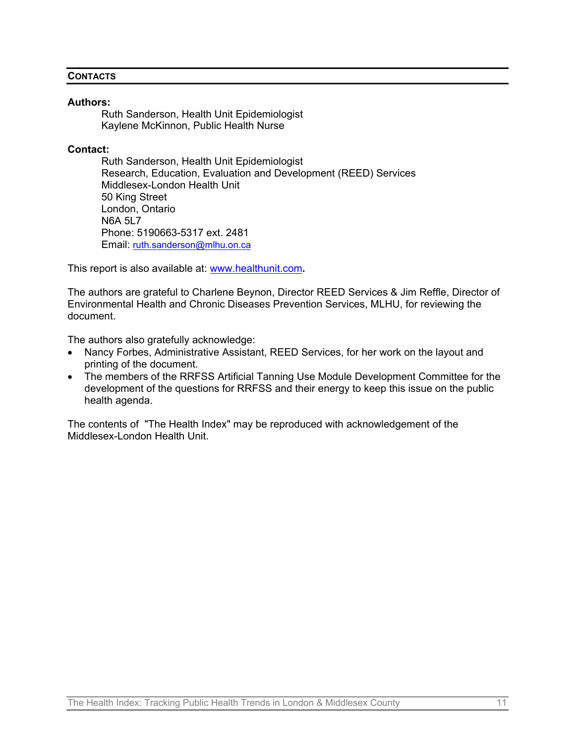## CONTACTS

**Authors:**

Ruth Sanderson, Health Unit Epidemiologist
Kaylene McKinnon, Public Health Nurse

**Contact:**

Ruth Sanderson, Health Unit Epidemiologist
Research, Education, Evaluation and Development (REED) Services
Middlesex-London Health Unit
50 King Street
London, Ontario
N6A 5L7
Phone: 5190663-5317 ext. 2481
Email: ruth.sanderson@mlhu.on.ca

This report is also available at: www.healthunit.com.

The authors are grateful to Charlene Beynon, Director REED Services & Jim Reffle, Director of Environmental Health and Chronic Diseases Prevention Services, MLHU, for reviewing the document.

The authors also gratefully acknowledge:

- Nancy Forbes, Administrative Assistant, REED Services, for her work on the layout and printing of the document.
- The members of the RRFSS Artificial Tanning Use Module Development Committee for the development of the questions for RRFSS and their energy to keep this issue on the public health agenda.

The contents of "The Health Index" may be reproduced with acknowledgement of the Middlesex-London Health Unit.